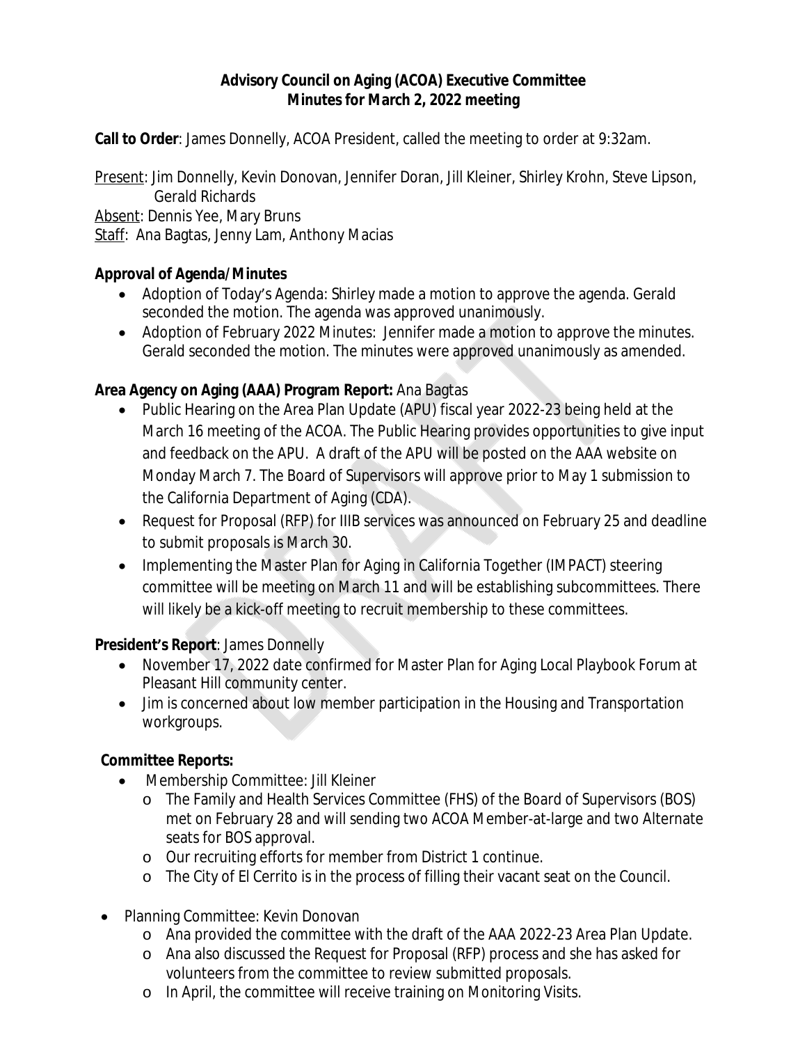# Advisory Council on Aging (ACOA) Executive Committee
## Minutes for March 2, 2022 meeting

**Call to Order**: James Donnelly, ACOA President, called the meeting to order at 9:32am.

Present: Jim Donnelly, Kevin Donovan, Jennifer Doran, Jill Kleiner, Shirley Krohn, Steve Lipson, Gerald Richards
Absent: Dennis Yee, Mary Bruns
Staff: Ana Bagtas, Jenny Lam, Anthony Macias

**Approval of Agenda/Minutes**

- Adoption of Today's Agenda: Shirley made a motion to approve the agenda. Gerald seconded the motion. The agenda was approved unanimously.
- Adoption of February 2022 Minutes: Jennifer made a motion to approve the minutes. Gerald seconded the motion. The minutes were approved unanimously as amended.

**Area Agency on Aging (AAA) Program Report:** Ana Bagtas

- Public Hearing on the Area Plan Update (APU) fiscal year 2022-23 being held at the March 16 meeting of the ACOA. The Public Hearing provides opportunities to give input and feedback on the APU. A draft of the APU will be posted on the AAA website on Monday March 7. The Board of Supervisors will approve prior to May 1 submission to the California Department of Aging (CDA).
- Request for Proposal (RFP) for IIIB services was announced on February 25 and deadline to submit proposals is March 30.
- Implementing the Master Plan for Aging in California Together (IMPACT) steering committee will be meeting on March 11 and will be establishing subcommittees. There will likely be a kick-off meeting to recruit membership to these committees.

**President's Report**: James Donnelly

- November 17, 2022 date confirmed for Master Plan for Aging Local Playbook Forum at Pleasant Hill community center.
- Jim is concerned about low member participation in the Housing and Transportation workgroups.

**Committee Reports:**

- Membership Committee: Jill Kleiner
  - The Family and Health Services Committee (FHS) of the Board of Supervisors (BOS) met on February 28 and will sending two ACOA Member-at-large and two Alternate seats for BOS approval.
  - Our recruiting efforts for member from District 1 continue.
  - The City of El Cerrito is in the process of filling their vacant seat on the Council.
- Planning Committee: Kevin Donovan
  - Ana provided the committee with the draft of the AAA 2022-23 Area Plan Update.
  - Ana also discussed the Request for Proposal (RFP) process and she has asked for volunteers from the committee to review submitted proposals.
  - In April, the committee will receive training on Monitoring Visits.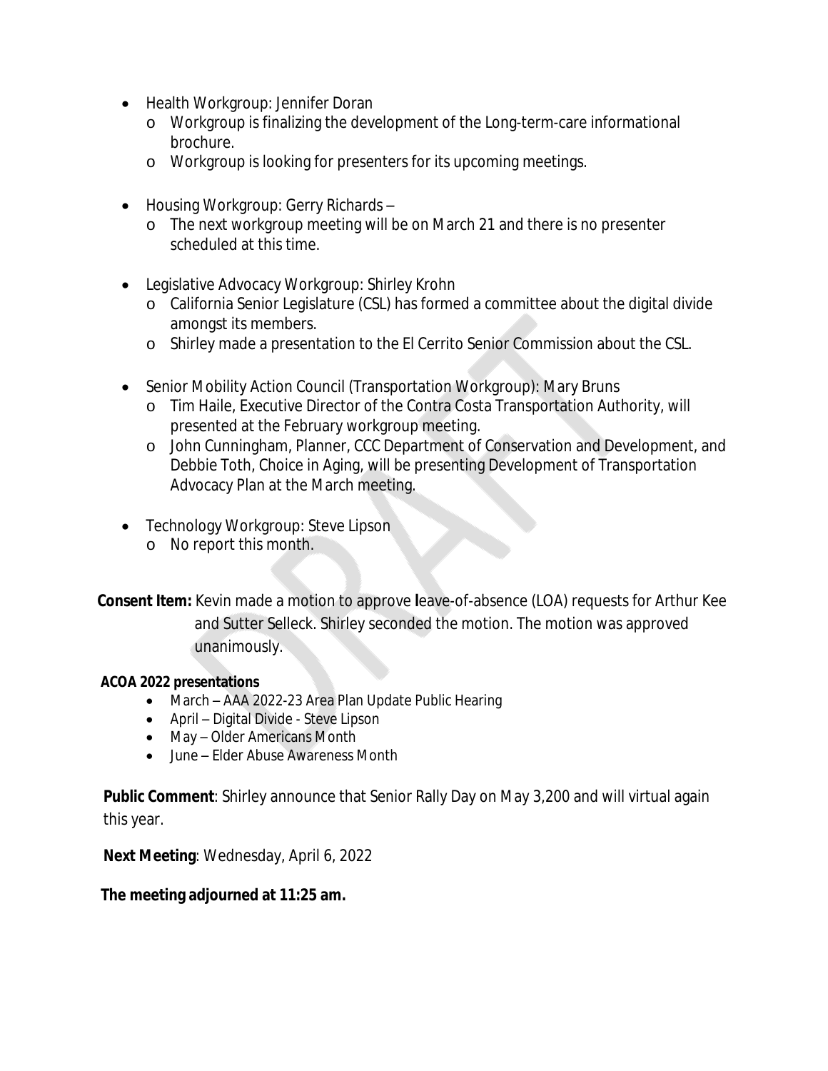- Health Workgroup: Jennifer Doran
  - Workgroup is finalizing the development of the Long-term-care informational brochure.
  - Workgroup is looking for presenters for its upcoming meetings.

- Housing Workgroup: Gerry Richards –
  - The next workgroup meeting will be on March 21 and there is no presenter scheduled at this time.

- Legislative Advocacy Workgroup: Shirley Krohn
  - California Senior Legislature (CSL) has formed a committee about the digital divide amongst its members.
  - Shirley made a presentation to the El Cerrito Senior Commission about the CSL.

- Senior Mobility Action Council (Transportation Workgroup): Mary Bruns
  - Tim Haile, Executive Director of the Contra Costa Transportation Authority, will presented at the February workgroup meeting.
  - John Cunningham, Planner, CCC Department of Conservation and Development, and Debbie Toth, Choice in Aging, will be presenting Development of Transportation Advocacy Plan at the March meeting.

- Technology Workgroup: Steve Lipson
  - No report this month.

**Consent Item:** Kevin made a motion to approve **l**eave-of-absence (LOA) requests for Arthur Kee and Sutter Selleck. Shirley seconded the motion. The motion was approved unanimously.

**ACOA 2022 presentations**

- March – AAA 2022-23 Area Plan Update Public Hearing
- April – Digital Divide - Steve Lipson
- May – Older Americans Month
- June – Elder Abuse Awareness Month

**Public Comment**: Shirley announce that Senior Rally Day on May 3,200 and will virtual again this year.

**Next Meeting**: Wednesday, April 6, 2022

**The meeting adjourned at 11:25 am.**